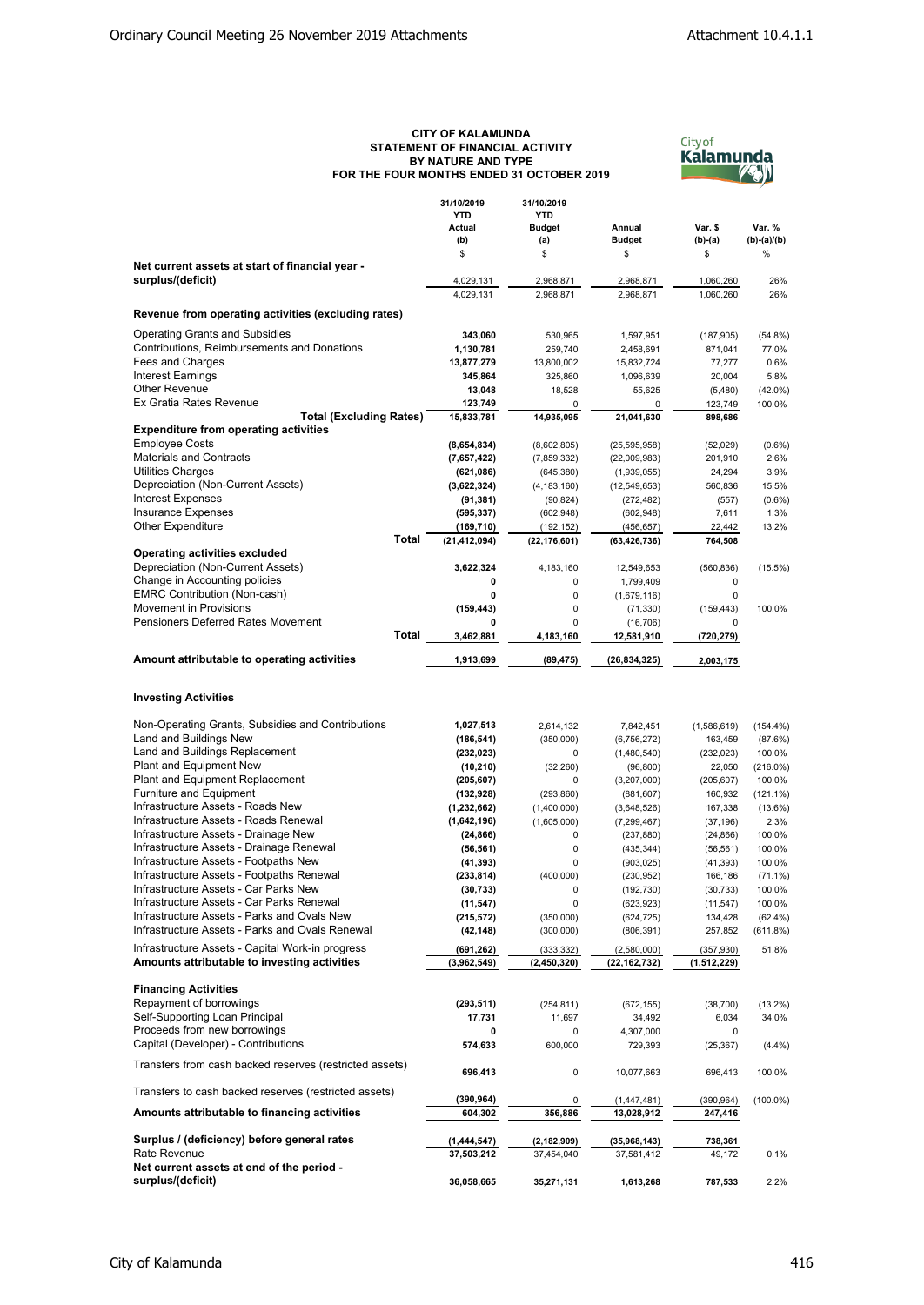**CITY OF KALAMUNDA**
**STATEMENT OF FINANCIAL ACTIVITY**
**BY NATURE AND TYPE**
**FOR THE FOUR MONTHS ENDED 31 OCTOBER 2019**

| | 31/10/2019 YTD Actual (b) | 31/10/2019 YTD Budget (a) | Annual Budget | Var. $ (b)-(a) | Var. % (b)-(a)/(b) |
|---|---|---|---|---|---|
| | $ | $ | $ | $ | % |
| **Net current assets at start of financial year - surplus/(deficit)** | 4,029,131 | 2,968,871 | 2,968,871 | 1,060,260 | 26% |
| | 4,029,131 | 2,968,871 | 2,968,871 | 1,060,260 | 26% |
| **Revenue from operating activities (excluding rates)** | | | | | |
| Operating Grants and Subsidies | **343,060** | 530,965 | 1,597,951 | (187,905) | (54.8%) |
| Contributions, Reimbursements and Donations | **1,130,781** | 259,740 | 2,458,691 | 871,041 | 77.0% |
| Fees and Charges | **13,877,279** | 13,800,002 | 15,832,724 | 77,277 | 0.6% |
| Interest Earnings | **345,864** | 325,860 | 1,096,639 | 20,004 | 5.8% |
| Other Revenue | **13,048** | 18,528 | 55,625 | (5,480) | (42.0%) |
| Ex Gratia Rates Revenue | **123,749** | 0 | 0 | 123,749 | 100.0% |
| **Total (Excluding Rates)** | **15,833,781** | **14,935,095** | **21,041,630** | **898,686** | |
| **Expenditure from operating activities** | | | | | |
| Employee Costs | **(8,654,834)** | (8,602,805) | (25,595,958) | (52,029) | (0.6%) |
| Materials and Contracts | **(7,657,422)** | (7,859,332) | (22,009,983) | 201,910 | 2.6% |
| Utilities Charges | **(621,086)** | (645,380) | (1,939,055) | 24,294 | 3.9% |
| Depreciation (Non-Current Assets) | **(3,622,324)** | (4,183,160) | (12,549,653) | 560,836 | 15.5% |
| Interest Expenses | **(91,381)** | (90,824) | (272,482) | (557) | (0.6%) |
| Insurance Expenses | **(595,337)** | (602,948) | (602,948) | 7,611 | 1.3% |
| Other Expenditure | **(169,710)** | (192,152) | (456,657) | 22,442 | 13.2% |
| **Total** | **(21,412,094)** | **(22,176,601)** | **(63,426,736)** | **764,508** | |
| **Operating activities excluded** | | | | | |
| Depreciation (Non-Current Assets) | **3,622,324** | 4,183,160 | 12,549,653 | (560,836) | (15.5%) |
| Change in Accounting policies | **0** | 0 | 1,799,409 | 0 | |
| EMRC Contribution (Non-cash) | **0** | 0 | (1,679,116) | 0 | |
| Movement in Provisions | **(159,443)** | 0 | (71,330) | (159,443) | 100.0% |
| Pensioners Deferred Rates Movement | **0** | 0 | (16,706) | 0 | |
| **Total** | **3,462,881** | **4,183,160** | **12,581,910** | **(720,279)** | |
| **Amount attributable to operating activities** | **1,913,699** | **(89,475)** | **(26,834,325)** | **2,003,175** | |
| **Investing Activities** | | | | | |
| Non-Operating Grants, Subsidies and Contributions | **1,027,513** | 2,614,132 | 7,842,451 | (1,586,619) | (154.4%) |
| Land and Buildings New | **(186,541)** | (350,000) | (6,756,272) | 163,459 | (87.6%) |
| Land and Buildings Replacement | **(232,023)** | 0 | (1,480,540) | (232,023) | 100.0% |
| Plant and Equipment New | **(10,210)** | (32,260) | (96,800) | 22,050 | (216.0%) |
| Plant and Equipment Replacement | **(205,607)** | 0 | (3,207,000) | (205,607) | 100.0% |
| Furniture and Equipment | **(132,928)** | (293,860) | (881,607) | 160,932 | (121.1%) |
| Infrastructure Assets - Roads New | **(1,232,662)** | (1,400,000) | (3,648,526) | 167,338 | (13.6%) |
| Infrastructure Assets - Roads Renewal | **(1,642,196)** | (1,605,000) | (7,299,467) | (37,196) | 2.3% |
| Infrastructure Assets - Drainage New | **(24,866)** | 0 | (237,880) | (24,866) | 100.0% |
| Infrastructure Assets - Drainage Renewal | **(56,561)** | 0 | (435,344) | (56,561) | 100.0% |
| Infrastructure Assets - Footpaths New | **(41,393)** | 0 | (903,025) | (41,393) | 100.0% |
| Infrastructure Assets - Footpaths Renewal | **(233,814)** | (400,000) | (230,952) | 166,186 | (71.1%) |
| Infrastructure Assets - Car Parks New | **(30,733)** | 0 | (192,730) | (30,733) | 100.0% |
| Infrastructure Assets - Car Parks Renewal | **(11,547)** | 0 | (623,923) | (11,547) | 100.0% |
| Infrastructure Assets - Parks and Ovals New | **(215,572)** | (350,000) | (624,725) | 134,428 | (62.4%) |
| Infrastructure Assets - Parks and Ovals Renewal | **(42,148)** | (300,000) | (806,391) | 257,852 | (611.8%) |
| Infrastructure Assets - Capital Work-in progress | **(691,262)** | (333,332) | (2,580,000) | (357,930) | 51.8% |
| **Amounts attributable to investing activities** | **(3,962,549)** | **(2,450,320)** | **(22,162,732)** | **(1,512,229)** | |
| **Financing Activities** | | | | | |
| Repayment of borrowings | **(293,511)** | (254,811) | (672,155) | (38,700) | (13.2%) |
| Self-Supporting Loan Principal | **17,731** | 11,697 | 34,492 | 6,034 | 34.0% |
| Proceeds from new borrowings | **0** | 0 | 4,307,000 | 0 | |
| Capital (Developer) - Contributions | **574,633** | 600,000 | 729,393 | (25,367) | (4.4%) |
| Transfers from cash backed reserves (restricted assets) | **696,413** | 0 | 10,077,663 | 696,413 | 100.0% |
| Transfers to cash backed reserves (restricted assets) | **(390,964)** | 0 | (1,447,481) | (390,964) | (100.0%) |
| **Amounts attributable to financing activities** | **604,302** | **356,886** | **13,028,912** | **247,416** | |
| **Surplus / (deficiency) before general rates** | **(1,444,547)** | **(2,182,909)** | **(35,968,143)** | **738,361** | |
| Rate Revenue | **37,503,212** | 37,454,040 | 37,581,412 | 49,172 | 0.1% |
| **Net current assets at end of the period - surplus/(deficit)** | **36,058,665** | **35,271,131** | **1,613,268** | **787,533** | 2.2% |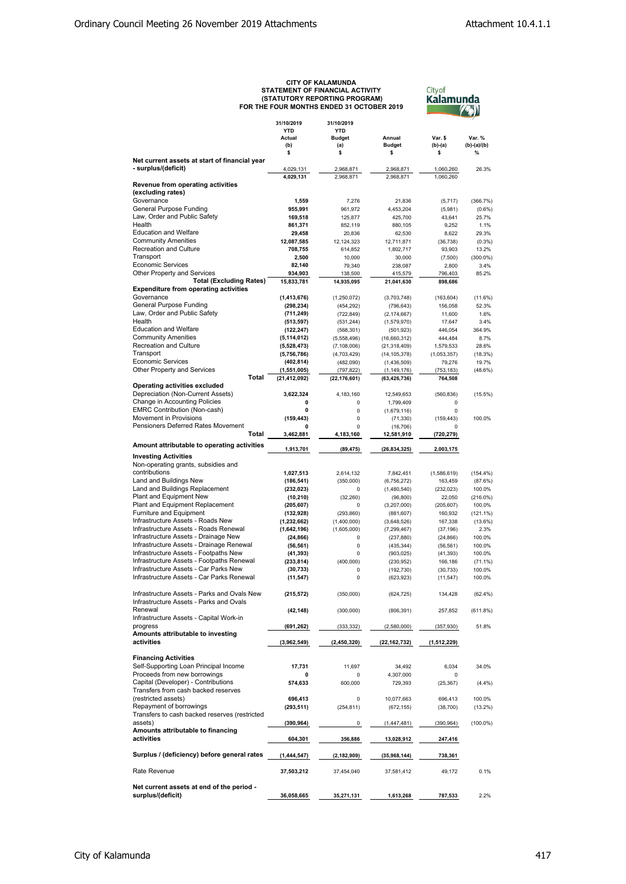**CITY OF KALAMUNDA**
**STATEMENT OF FINANCIAL ACTIVITY**
**(STATUTORY REPORTING PROGRAM)**
**FOR THE FOUR MONTHS ENDED 31 OCTOBER 2019**

| | 31/10/2019 YTD Actual (b) $ | 31/10/2019 YTD Budget (a) $ | Annual Budget $ | Var. $ (b)-(a) $ | Var. % (b)-(a)/(b) % |
|---|---|---|---|---|---|
| **Net current assets at start of financial year - surplus/(deficit)** | 4,029,131 | 2,968,871 | 2,968,871 | 1,060,260 | 26.3% |
| | **4,029,131** | 2,968,871 | 2,968,871 | 1,060,260 | |
| **Revenue from operating activities (excluding rates)** | | | | | |
| Governance | **1,559** | 7,276 | 21,836 | (5,717) | (366.7%) |
| General Purpose Funding | **955,991** | 961,972 | 4,453,204 | (5,981) | (0.6%) |
| Law, Order and Public Safety | **169,518** | 125,877 | 425,700 | 43,641 | 25.7% |
| Health | **861,371** | 852,119 | 880,105 | 9,252 | 1.1% |
| Education and Welfare | **29,458** | 20,836 | 62,530 | 8,622 | 29.3% |
| Community Amenities | **12,087,585** | 12,124,323 | 12,711,871 | (36,738) | (0.3%) |
| Recreation and Culture | **708,755** | 614,852 | 1,802,717 | 93,903 | 13.2% |
| Transport | **2,500** | 10,000 | 30,000 | (7,500) | (300.0%) |
| Economic Services | **82,140** | 79,340 | 238,087 | 2,800 | 3.4% |
| Other Property and Services | **934,903** | 138,500 | 415,579 | 796,403 | 85.2% |
| **Total (Excluding Rates)** | **15,833,781** | **14,935,095** | **21,041,630** | **898,686** | |
| **Expenditure from operating activities** | | | | | |
| Governance | **(1,413,676)** | (1,250,072) | (3,703,748) | (163,604) | (11.6%) |
| General Purpose Funding | **(298,234)** | (454,292) | (796,643) | 156,058 | 52.3% |
| Law, Order and Public Safety | **(711,249)** | (722,849) | (2,174,667) | 11,600 | 1.6% |
| Health | **(513,597)** | (531,244) | (1,579,970) | 17,647 | 3.4% |
| Education and Welfare | **(122,247)** | (568,301) | (501,923) | 446,054 | 364.9% |
| Community Amenities | **(5,114,012)** | (5,558,496) | (16,660,312) | 444,484 | 8.7% |
| Recreation and Culture | **(5,528,473)** | (7,108,006) | (21,318,409) | 1,579,533 | 28.6% |
| Transport | **(5,756,786)** | (4,703,429) | (14,105,378) | (1,053,357) | (18.3%) |
| Economic Services | **(402,814)** | (482,090) | (1,436,509) | 79,276 | 19.7% |
| Other Property and Services | **(1,551,005)** | (797,822) | (1,149,176) | (753,183) | (48.6%) |
| **Total** | **(21,412,092)** | **(22,176,601)** | **(63,426,736)** | **764,508** | |
| **Operating activities excluded** | | | | | |
| Depreciation (Non-Current Assets) | **3,622,324** | 4,183,160 | 12,549,653 | (560,836) | (15.5%) |
| Change in Accounting Policies | **0** | 0 | 1,799,409 | 0 | |
| EMRC Contribution (Non-cash) | **0** | 0 | (1,679,116) | 0 | |
| Movement in Provisions | **(159,443)** | 0 | (71,330) | (159,443) | 100.0% |
| Pensioners Deferred Rates Movement | **0** | 0 | (16,706) | 0 | |
| **Total** | **3,462,881** | **4,183,160** | **12,581,910** | **(720,279)** | |
| **Amount attributable to operating activities** | **1,913,701** | **(89,475)** | **(26,834,325)** | **2,003,175** | |
| **Investing Activities** | | | | | |
| Non-operating grants, subsidies and contributions | **1,027,513** | 2,614,132 | 7,842,451 | (1,586,619) | (154.4%) |
| Land and Buildings New | **(186,541)** | (350,000) | (6,756,272) | 163,459 | (87.6%) |
| Land and Buildings Replacement | **(232,023)** | 0 | (1,480,540) | (232,023) | 100.0% |
| Plant and Equipment New | **(10,210)** | (32,260) | (96,800) | 22,050 | (216.0%) |
| Plant and Equipment Replacement | **(205,607)** | 0 | (3,207,000) | (205,607) | 100.0% |
| Furniture and Equipment | **(132,928)** | (293,860) | (881,607) | 160,932 | (121.1%) |
| Infrastructure Assets - Roads New | **(1,232,662)** | (1,400,000) | (3,648,526) | 167,338 | (13.6%) |
| Infrastructure Assets - Roads Renewal | **(1,642,196)** | (1,605,000) | (7,299,467) | (37,196) | 2.3% |
| Infrastructure Assets - Drainage New | **(24,866)** | 0 | (237,880) | (24,866) | 100.0% |
| Infrastructure Assets - Drainage Renewal | **(56,561)** | 0 | (435,344) | (56,561) | 100.0% |
| Infrastructure Assets - Footpaths New | **(41,393)** | 0 | (903,025) | (41,393) | 100.0% |
| Infrastructure Assets - Footpaths Renewal | **(233,814)** | (400,000) | (230,952) | 166,186 | (71.1%) |
| Infrastructure Assets - Car Parks New | **(30,733)** | 0 | (192,730) | (30,733) | 100.0% |
| Infrastructure Assets - Car Parks Renewal | **(11,547)** | 0 | (623,923) | (11,547) | 100.0% |
| Infrastructure Assets - Parks and Ovals New | **(215,572)** | (350,000) | (624,725) | 134,428 | (62.4%) |
| Infrastructure Assets - Parks and Ovals Renewal | **(42,148)** | (300,000) | (806,391) | 257,852 | (611.8%) |
| Infrastructure Assets - Capital Work-in progress | **(691,262)** | (333,332) | (2,580,000) | (357,930) | 51.8% |
| **Amounts attributable to investing activities** | **(3,962,549)** | **(2,450,320)** | **(22,162,732)** | **(1,512,229)** | |
| **Financing Activities** | | | | | |
| Self-Supporting Loan Principal Income | **17,731** | 11,697 | 34,492 | 6,034 | 34.0% |
| Proceeds from new borrowings | **0** | 0 | 4,307,000 | 0 | |
| Capital (Developer) - Contributions | **574,633** | 600,000 | 729,393 | (25,367) | (4.4%) |
| Transfers from cash backed reserves (restricted assets) | **696,413** | 0 | 10,077,663 | 696,413 | 100.0% |
| Repayment of borrowings | **(293,511)** | (254,811) | (672,155) | (38,700) | (13.2%) |
| Transfers to cash backed reserves (restricted assets) | **(390,964)** | 0 | (1,447,481) | (390,964) | (100.0%) |
| **Amounts attributable to financing activities** | **604,301** | **356,886** | **13,028,912** | **247,416** | |
| **Surplus / (deficiency) before general rates** | **(1,444,547)** | **(2,182,909)** | **(35,968,144)** | **738,361** | |
| Rate Revenue | **37,503,212** | 37,454,040 | 37,581,412 | 49,172 | 0.1% |
| **Net current assets at end of the period - surplus/(deficit)** | **36,058,665** | **35,271,131** | **1,613,268** | **787,533** | 2.2% |